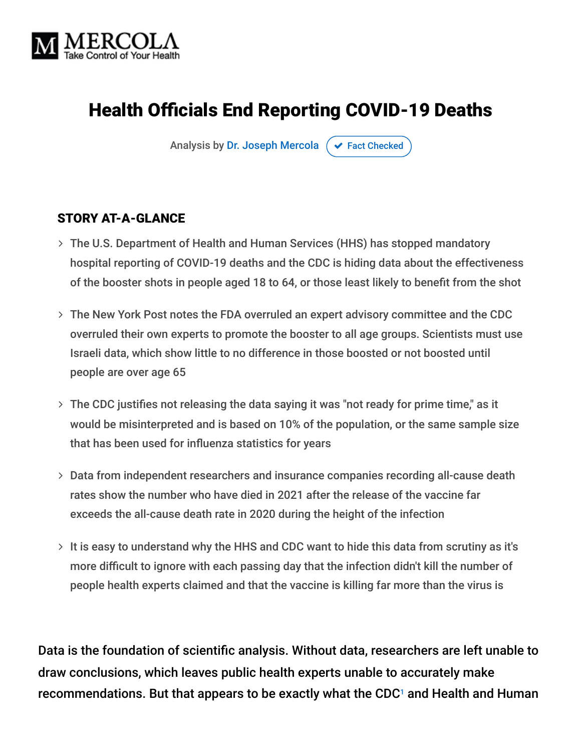MERCOLA
Take Control of Your Health

# Health Officials End Reporting COVID-19 Deaths

Analysis by Dr. Joseph Mercola ✔ Fact Checked

## STORY AT-A-GLANCE

- The U.S. Department of Health and Human Services (HHS) has stopped mandatory hospital reporting of COVID-19 deaths and the CDC is hiding data about the effectiveness of the booster shots in people aged 18 to 64, or those least likely to benefit from the shot
- The New York Post notes the FDA overruled an expert advisory committee and the CDC overruled their own experts to promote the booster to all age groups. Scientists must use Israeli data, which show little to no difference in those boosted or not boosted until people are over age 65
- The CDC justifies not releasing the data saying it was "not ready for prime time," as it would be misinterpreted and is based on 10% of the population, or the same sample size that has been used for influenza statistics for years
- Data from independent researchers and insurance companies recording all-cause death rates show the number who have died in 2021 after the release of the vaccine far exceeds the all-cause death rate in 2020 during the height of the infection
- It is easy to understand why the HHS and CDC want to hide this data from scrutiny as it's more difficult to ignore with each passing day that the infection didn't kill the number of people health experts claimed and that the vaccine is killing far more than the virus is

Data is the foundation of scientific analysis. Without data, researchers are left unable to draw conclusions, which leaves public health experts unable to accurately make recommendations. But that appears to be exactly what the CDC[1] and Health and Human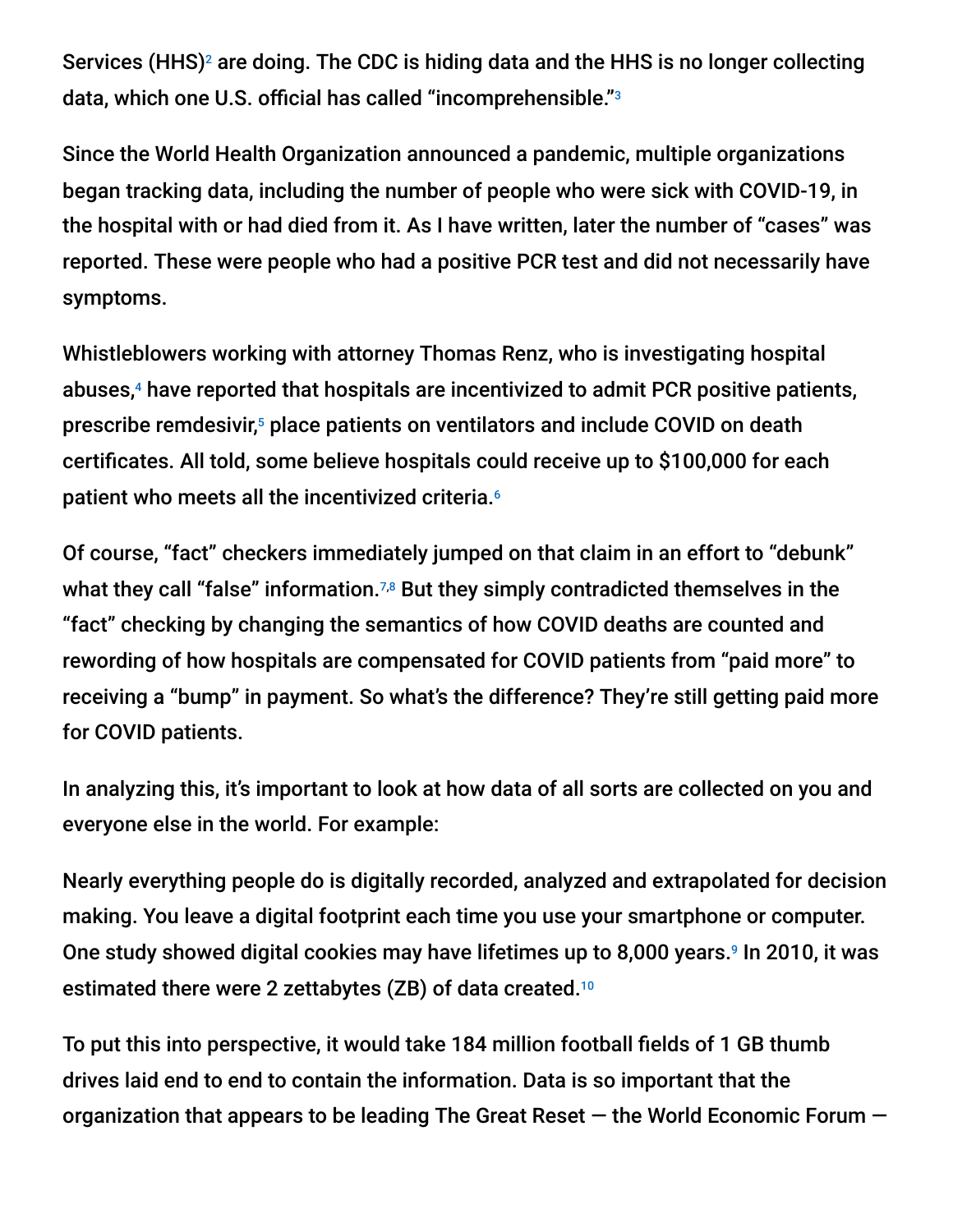Services (HHS)[2] are doing. The CDC is hiding data and the HHS is no longer collecting data, which one U.S. official has called "incomprehensible."[3]

Since the World Health Organization announced a pandemic, multiple organizations began tracking data, including the number of people who were sick with COVID-19, in the hospital with or had died from it. As I have written, later the number of "cases" was reported. These were people who had a positive PCR test and did not necessarily have symptoms.

Whistleblowers working with attorney Thomas Renz, who is investigating hospital abuses,[4] have reported that hospitals are incentivized to admit PCR positive patients, prescribe remdesivir,[5] place patients on ventilators and include COVID on death certificates. All told, some believe hospitals could receive up to $100,000 for each patient who meets all the incentivized criteria.[6]

Of course, "fact" checkers immediately jumped on that claim in an effort to "debunk" what they call "false" information.[7,8] But they simply contradicted themselves in the "fact" checking by changing the semantics of how COVID deaths are counted and rewording of how hospitals are compensated for COVID patients from "paid more" to receiving a "bump" in payment. So what's the difference? They're still getting paid more for COVID patients.

In analyzing this, it's important to look at how data of all sorts are collected on you and everyone else in the world. For example:

Nearly everything people do is digitally recorded, analyzed and extrapolated for decision making. You leave a digital footprint each time you use your smartphone or computer. One study showed digital cookies may have lifetimes up to 8,000 years.[9] In 2010, it was estimated there were 2 zettabytes (ZB) of data created.[10]

To put this into perspective, it would take 184 million football fields of 1 GB thumb drives laid end to end to contain the information. Data is so important that the organization that appears to be leading The Great Reset — the World Economic Forum —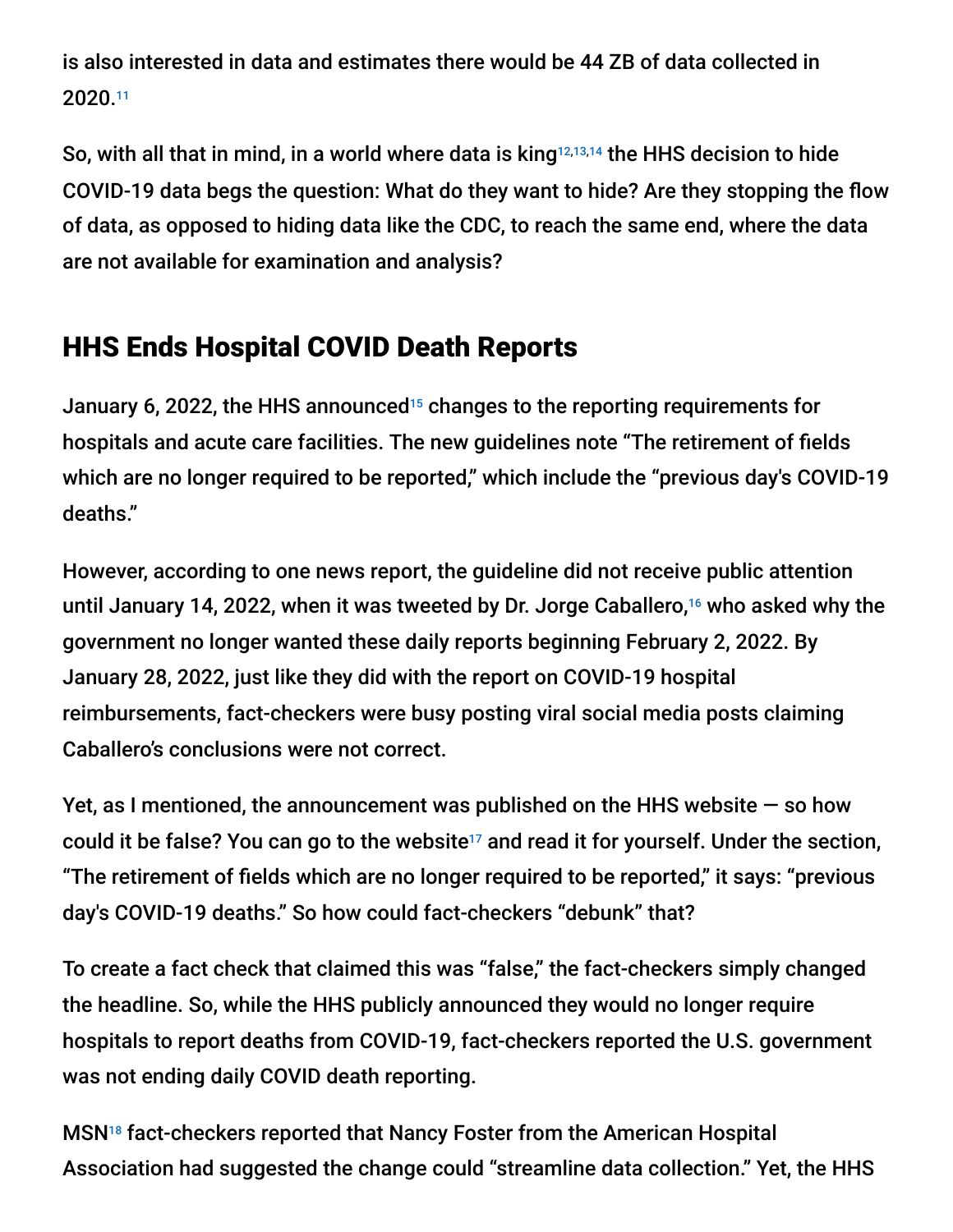is also interested in data and estimates there would be 44 ZB of data collected in 2020.[11]

So, with all that in mind, in a world where data is king[12,13,14] the HHS decision to hide COVID-19 data begs the question: What do they want to hide? Are they stopping the flow of data, as opposed to hiding data like the CDC, to reach the same end, where the data are not available for examination and analysis?

## HHS Ends Hospital COVID Death Reports

January 6, 2022, the HHS announced[15] changes to the reporting requirements for hospitals and acute care facilities. The new guidelines note "The retirement of fields which are no longer required to be reported," which include the "previous day's COVID-19 deaths."

However, according to one news report, the guideline did not receive public attention until January 14, 2022, when it was tweeted by Dr. Jorge Caballero,[16] who asked why the government no longer wanted these daily reports beginning February 2, 2022. By January 28, 2022, just like they did with the report on COVID-19 hospital reimbursements, fact-checkers were busy posting viral social media posts claiming Caballero's conclusions were not correct.

Yet, as I mentioned, the announcement was published on the HHS website — so how could it be false? You can go to the website[17] and read it for yourself. Under the section, "The retirement of fields which are no longer required to be reported," it says: "previous day's COVID-19 deaths." So how could fact-checkers "debunk" that?

To create a fact check that claimed this was "false," the fact-checkers simply changed the headline. So, while the HHS publicly announced they would no longer require hospitals to report deaths from COVID-19, fact-checkers reported the U.S. government was not ending daily COVID death reporting.

MSN[18] fact-checkers reported that Nancy Foster from the American Hospital Association had suggested the change could "streamline data collection." Yet, the HHS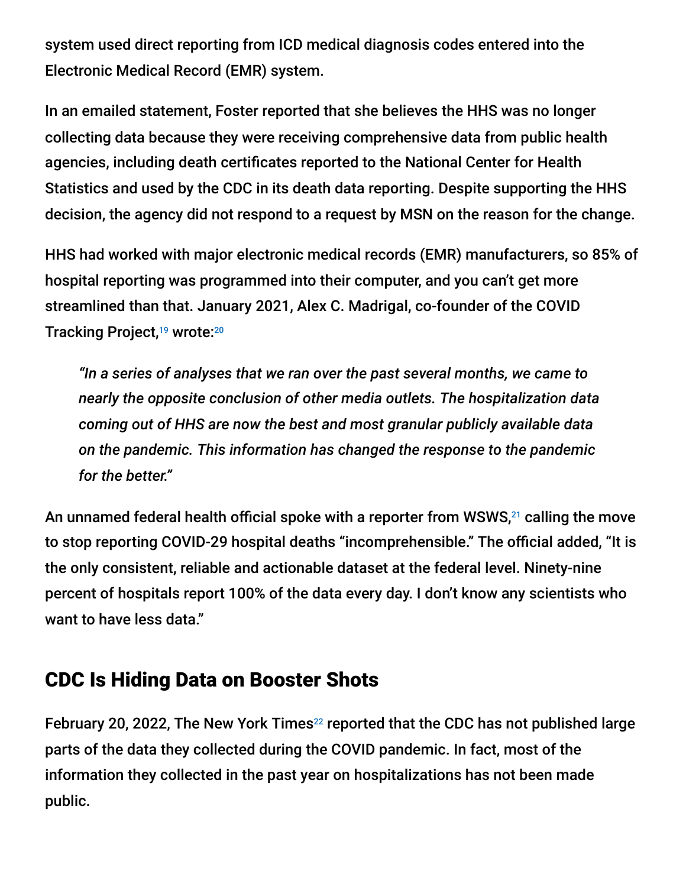system used direct reporting from ICD medical diagnosis codes entered into the Electronic Medical Record (EMR) system.

In an emailed statement, Foster reported that she believes the HHS was no longer collecting data because they were receiving comprehensive data from public health agencies, including death certificates reported to the National Center for Health Statistics and used by the CDC in its death data reporting. Despite supporting the HHS decision, the agency did not respond to a request by MSN on the reason for the change.

HHS had worked with major electronic medical records (EMR) manufacturers, so 85% of hospital reporting was programmed into their computer, and you can't get more streamlined than that. January 2021, Alex C. Madrigal, co-founder of the COVID Tracking Project,[19] wrote:[20]

> *"In a series of analyses that we ran over the past several months, we came to nearly the opposite conclusion of other media outlets. The hospitalization data coming out of HHS are now the best and most granular publicly available data on the pandemic. This information has changed the response to the pandemic for the better."*

An unnamed federal health official spoke with a reporter from WSWS,[21] calling the move to stop reporting COVID-29 hospital deaths "incomprehensible." The official added, "It is the only consistent, reliable and actionable dataset at the federal level. Ninety-nine percent of hospitals report 100% of the data every day. I don't know any scientists who want to have less data."

## CDC Is Hiding Data on Booster Shots

February 20, 2022, The New York Times[22] reported that the CDC has not published large parts of the data they collected during the COVID pandemic. In fact, most of the information they collected in the past year on hospitalizations has not been made public.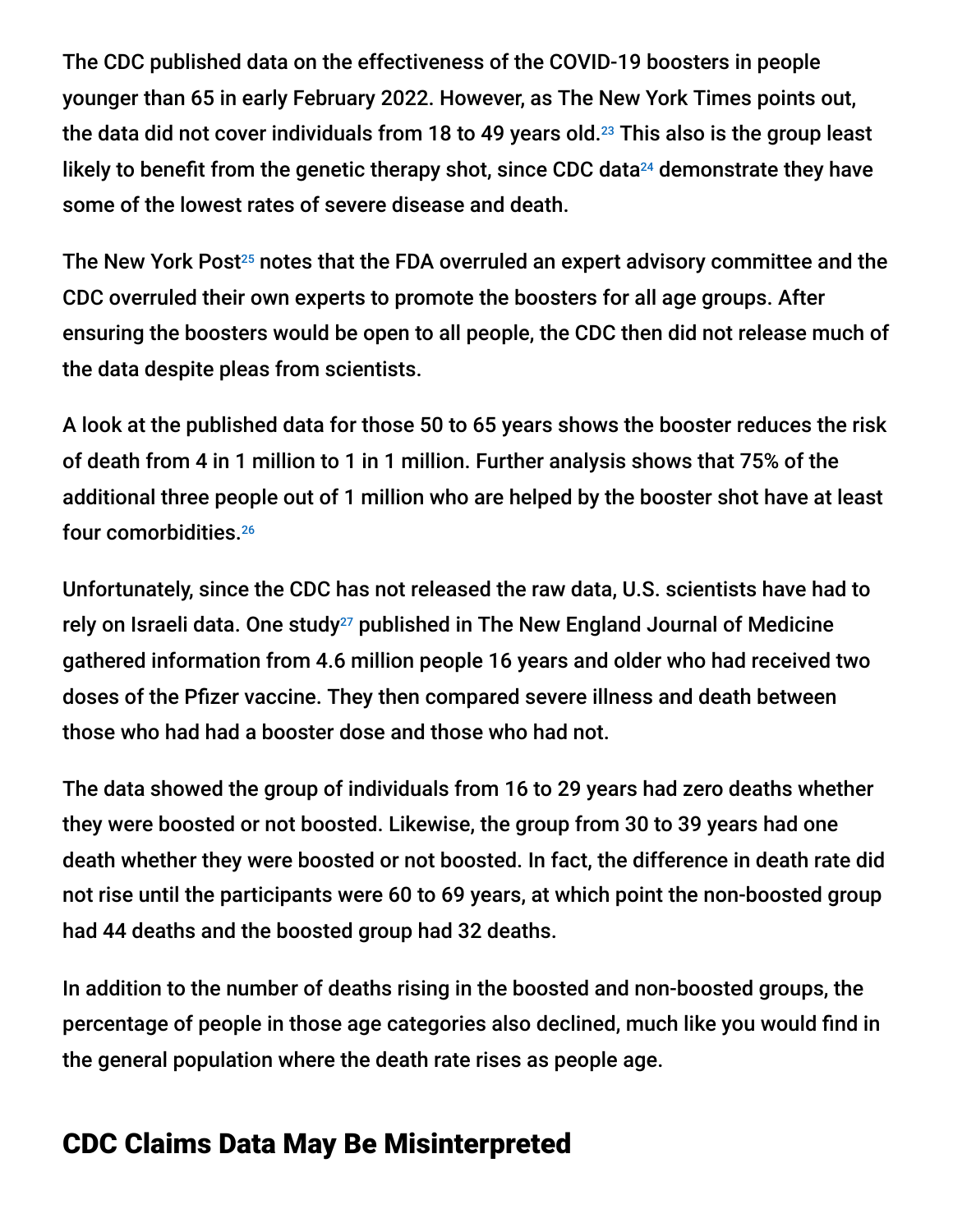The CDC published data on the effectiveness of the COVID-19 boosters in people younger than 65 in early February 2022. However, as The New York Times points out, the data did not cover individuals from 18 to 49 years old.[23] This also is the group least likely to benefit from the genetic therapy shot, since CDC data[24] demonstrate they have some of the lowest rates of severe disease and death.

The New York Post[25] notes that the FDA overruled an expert advisory committee and the CDC overruled their own experts to promote the boosters for all age groups. After ensuring the boosters would be open to all people, the CDC then did not release much of the data despite pleas from scientists.

A look at the published data for those 50 to 65 years shows the booster reduces the risk of death from 4 in 1 million to 1 in 1 million. Further analysis shows that 75% of the additional three people out of 1 million who are helped by the booster shot have at least four comorbidities.[26]

Unfortunately, since the CDC has not released the raw data, U.S. scientists have had to rely on Israeli data. One study[27] published in The New England Journal of Medicine gathered information from 4.6 million people 16 years and older who had received two doses of the Pfizer vaccine. They then compared severe illness and death between those who had had a booster dose and those who had not.

The data showed the group of individuals from 16 to 29 years had zero deaths whether they were boosted or not boosted. Likewise, the group from 30 to 39 years had one death whether they were boosted or not boosted. In fact, the difference in death rate did not rise until the participants were 60 to 69 years, at which point the non-boosted group had 44 deaths and the boosted group had 32 deaths.

In addition to the number of deaths rising in the boosted and non-boosted groups, the percentage of people in those age categories also declined, much like you would find in the general population where the death rate rises as people age.

## CDC Claims Data May Be Misinterpreted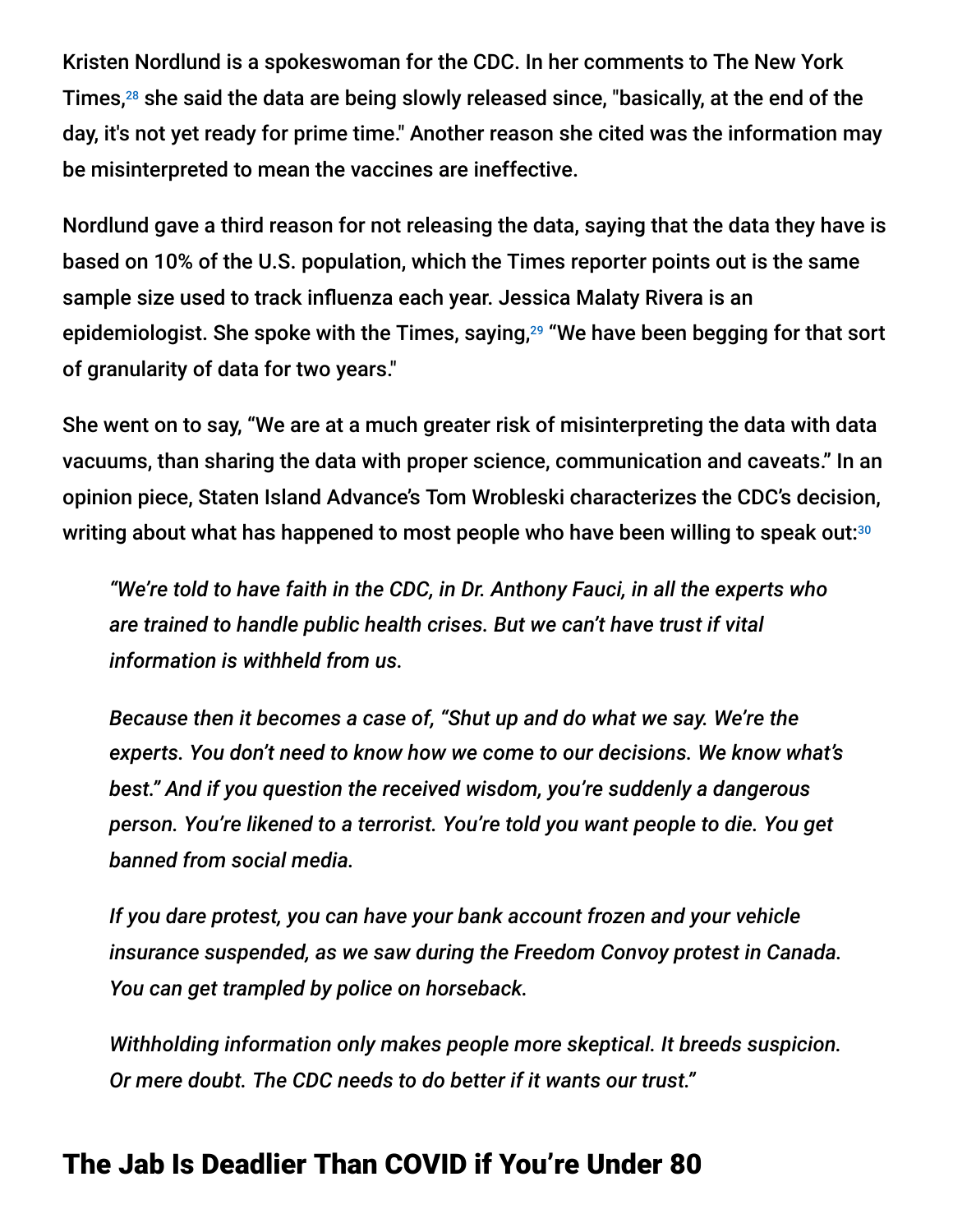Kristen Nordlund is a spokeswoman for the CDC. In her comments to The New York Times,[28] she said the data are being slowly released since, "basically, at the end of the day, it's not yet ready for prime time." Another reason she cited was the information may be misinterpreted to mean the vaccines are ineffective.

Nordlund gave a third reason for not releasing the data, saying that the data they have is based on 10% of the U.S. population, which the Times reporter points out is the same sample size used to track influenza each year. Jessica Malaty Rivera is an epidemiologist. She spoke with the Times, saying,[29] "We have been begging for that sort of granularity of data for two years."

She went on to say, "We are at a much greater risk of misinterpreting the data with data vacuums, than sharing the data with proper science, communication and caveats." In an opinion piece, Staten Island Advance's Tom Wrobleski characterizes the CDC's decision, writing about what has happened to most people who have been willing to speak out:[30]

> *"We're told to have faith in the CDC, in Dr. Anthony Fauci, in all the experts who are trained to handle public health crises. But we can't have trust if vital information is withheld from us.*
>
> *Because then it becomes a case of, "Shut up and do what we say. We're the experts. You don't need to know how we come to our decisions. We know what's best." And if you question the received wisdom, you're suddenly a dangerous person. You're likened to a terrorist. You're told you want people to die. You get banned from social media.*
>
> *If you dare protest, you can have your bank account frozen and your vehicle insurance suspended, as we saw during the Freedom Convoy protest in Canada. You can get trampled by police on horseback.*
>
> *Withholding information only makes people more skeptical. It breeds suspicion. Or mere doubt. The CDC needs to do better if it wants our trust."*

## The Jab Is Deadlier Than COVID if You're Under 80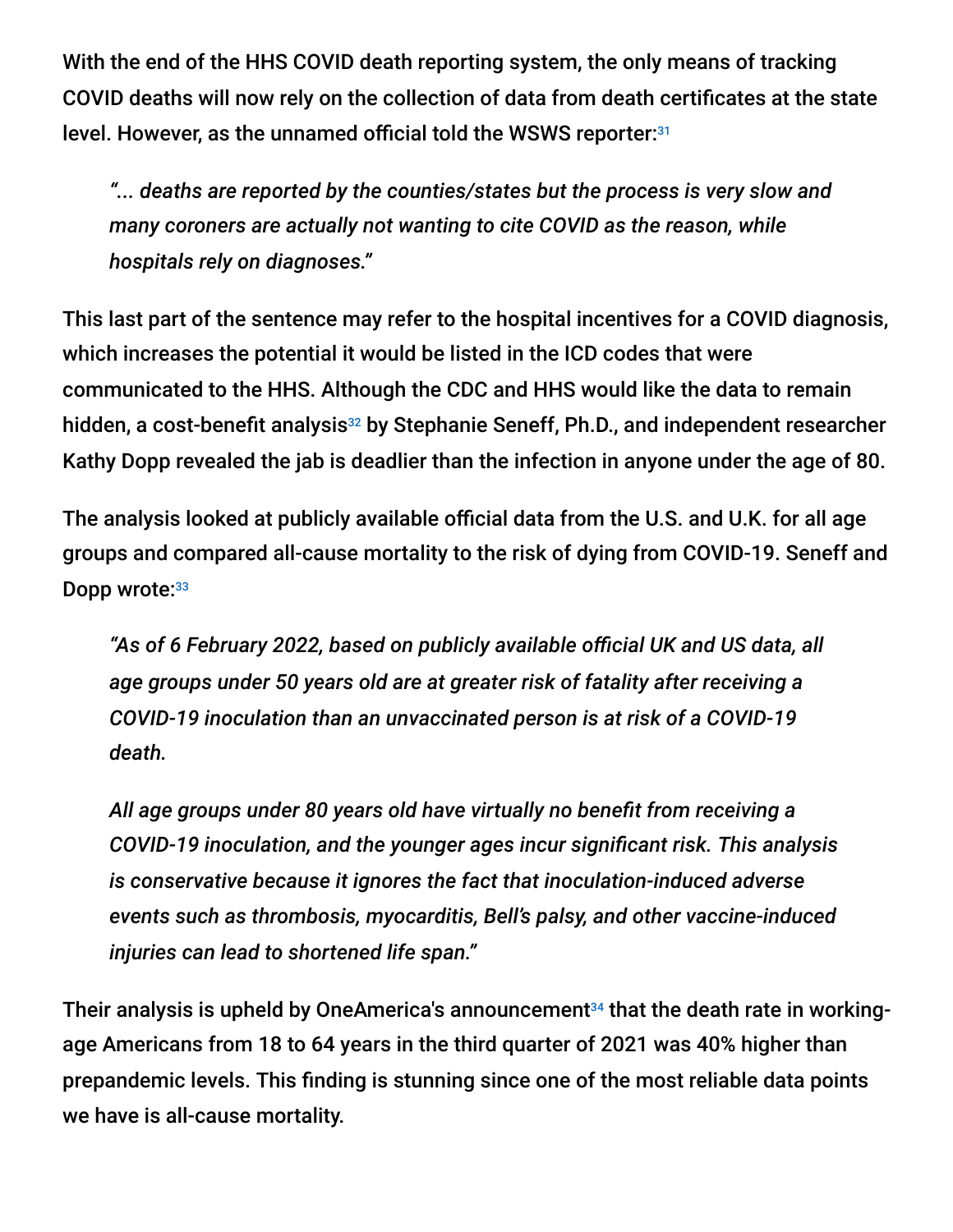With the end of the HHS COVID death reporting system, the only means of tracking COVID deaths will now rely on the collection of data from death certificates at the state level. However, as the unnamed official told the WSWS reporter:[31]

> *"... deaths are reported by the counties/states but the process is very slow and many coroners are actually not wanting to cite COVID as the reason, while hospitals rely on diagnoses."*

This last part of the sentence may refer to the hospital incentives for a COVID diagnosis, which increases the potential it would be listed in the ICD codes that were communicated to the HHS. Although the CDC and HHS would like the data to remain hidden, a cost-benefit analysis[32] by Stephanie Seneff, Ph.D., and independent researcher Kathy Dopp revealed the jab is deadlier than the infection in anyone under the age of 80.

The analysis looked at publicly available official data from the U.S. and U.K. for all age groups and compared all-cause mortality to the risk of dying from COVID-19. Seneff and Dopp wrote:[33]

> *"As of 6 February 2022, based on publicly available official UK and US data, all age groups under 50 years old are at greater risk of fatality after receiving a COVID-19 inoculation than an unvaccinated person is at risk of a COVID-19 death.*
>
> *All age groups under 80 years old have virtually no benefit from receiving a COVID-19 inoculation, and the younger ages incur significant risk. This analysis is conservative because it ignores the fact that inoculation-induced adverse events such as thrombosis, myocarditis, Bell's palsy, and other vaccine-induced injuries can lead to shortened life span."*

Their analysis is upheld by OneAmerica's announcement[34] that the death rate in working-age Americans from 18 to 64 years in the third quarter of 2021 was 40% higher than prepandemic levels. This finding is stunning since one of the most reliable data points we have is all-cause mortality.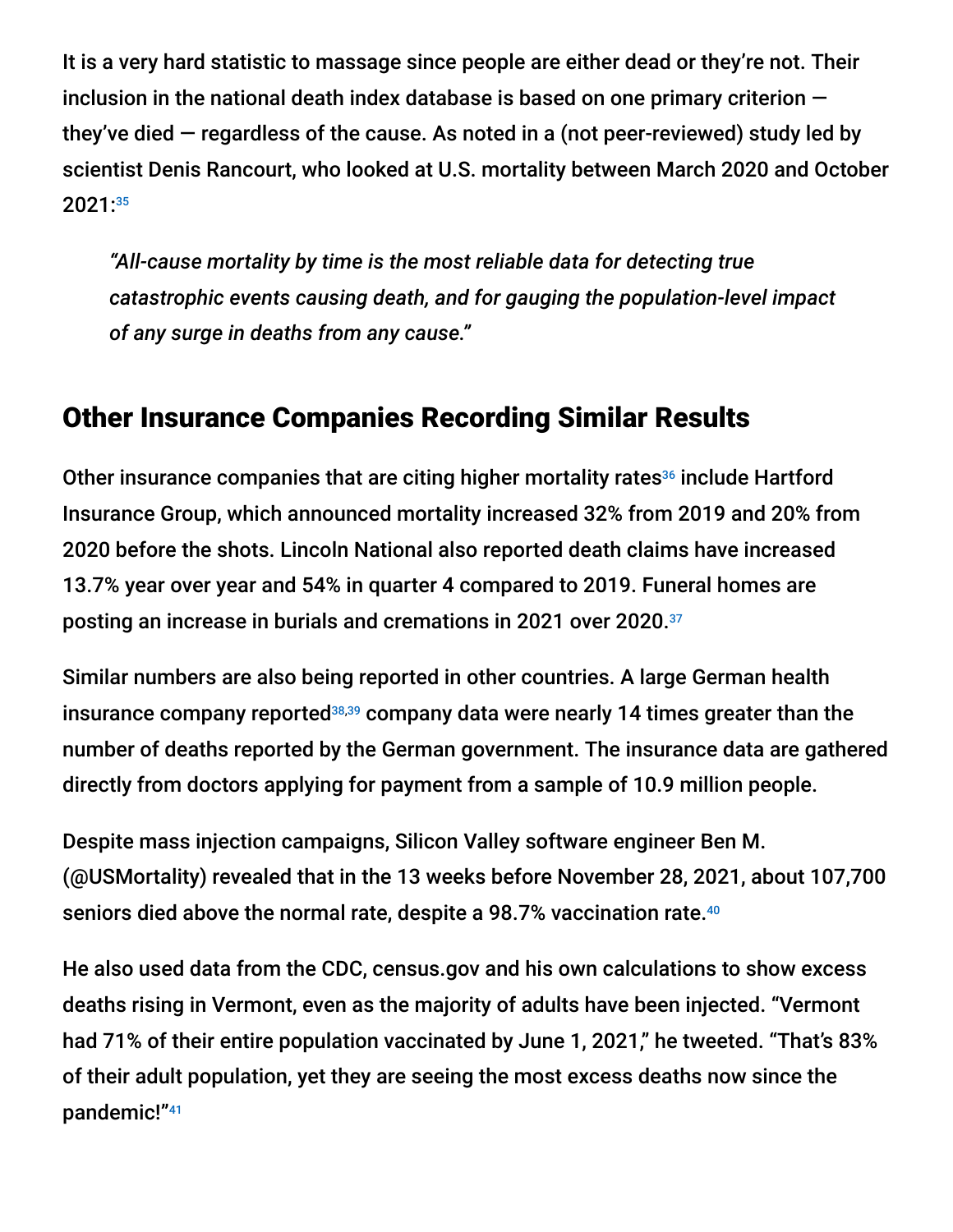It is a very hard statistic to massage since people are either dead or they're not. Their inclusion in the national death index database is based on one primary criterion — they've died — regardless of the cause. As noted in a (not peer-reviewed) study led by scientist Denis Rancourt, who looked at U.S. mortality between March 2020 and October 2021:[35]

> *"All-cause mortality by time is the most reliable data for detecting true catastrophic events causing death, and for gauging the population-level impact of any surge in deaths from any cause."*

## Other Insurance Companies Recording Similar Results

Other insurance companies that are citing higher mortality rates[36] include Hartford Insurance Group, which announced mortality increased 32% from 2019 and 20% from 2020 before the shots. Lincoln National also reported death claims have increased 13.7% year over year and 54% in quarter 4 compared to 2019. Funeral homes are posting an increase in burials and cremations in 2021 over 2020.[37]

Similar numbers are also being reported in other countries. A large German health insurance company reported[38,39] company data were nearly 14 times greater than the number of deaths reported by the German government. The insurance data are gathered directly from doctors applying for payment from a sample of 10.9 million people.

Despite mass injection campaigns, Silicon Valley software engineer Ben M. (@USMortality) revealed that in the 13 weeks before November 28, 2021, about 107,700 seniors died above the normal rate, despite a 98.7% vaccination rate.[40]

He also used data from the CDC, census.gov and his own calculations to show excess deaths rising in Vermont, even as the majority of adults have been injected. "Vermont had 71% of their entire population vaccinated by June 1, 2021," he tweeted. "That's 83% of their adult population, yet they are seeing the most excess deaths now since the pandemic!"[41]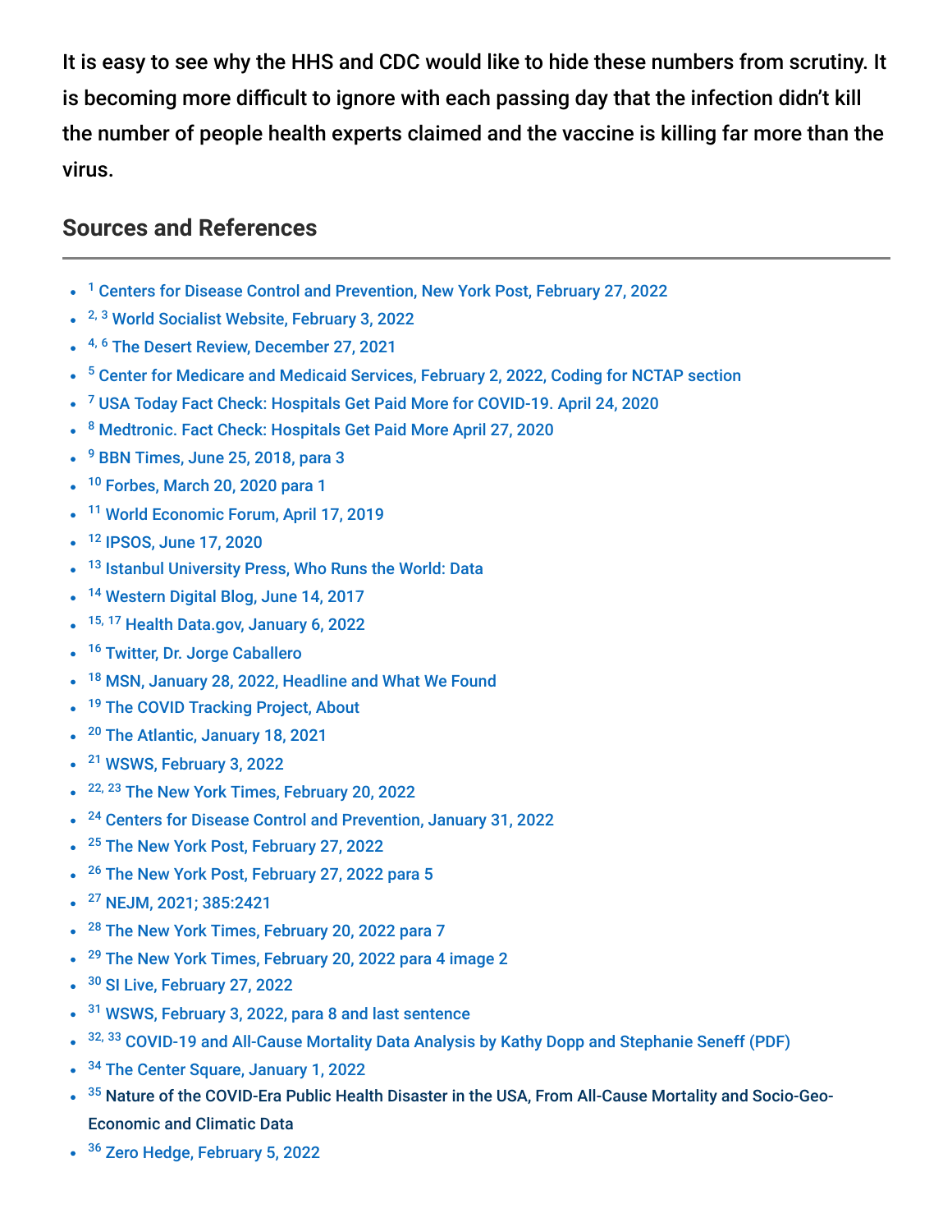It is easy to see why the HHS and CDC would like to hide these numbers from scrutiny. It is becoming more difficult to ignore with each passing day that the infection didn't kill the number of people health experts claimed and the vaccine is killing far more than the virus.

## Sources and References

- [1] Centers for Disease Control and Prevention, New York Post, February 27, 2022
- [2, 3] World Socialist Website, February 3, 2022
- [4, 6] The Desert Review, December 27, 2021
- [5] Center for Medicare and Medicaid Services, February 2, 2022, Coding for NCTAP section
- [7] USA Today Fact Check: Hospitals Get Paid More for COVID-19. April 24, 2020
- [8] Medtronic. Fact Check: Hospitals Get Paid More April 27, 2020
- [9] BBN Times, June 25, 2018, para 3
- [10] Forbes, March 20, 2020 para 1
- [11] World Economic Forum, April 17, 2019
- [12] IPSOS, June 17, 2020
- [13] Istanbul University Press, Who Runs the World: Data
- [14] Western Digital Blog, June 14, 2017
- [15, 17] Health Data.gov, January 6, 2022
- [16] Twitter, Dr. Jorge Caballero
- [18] MSN, January 28, 2022, Headline and What We Found
- [19] The COVID Tracking Project, About
- [20] The Atlantic, January 18, 2021
- [21] WSWS, February 3, 2022
- [22, 23] The New York Times, February 20, 2022
- [24] Centers for Disease Control and Prevention, January 31, 2022
- [25] The New York Post, February 27, 2022
- [26] The New York Post, February 27, 2022 para 5
- [27] NEJM, 2021; 385:2421
- [28] The New York Times, February 20, 2022 para 7
- [29] The New York Times, February 20, 2022 para 4 image 2
- [30] SI Live, February 27, 2022
- [31] WSWS, February 3, 2022, para 8 and last sentence
- [32, 33] COVID-19 and All-Cause Mortality Data Analysis by Kathy Dopp and Stephanie Seneff (PDF)
- [34] The Center Square, January 1, 2022
- [35] Nature of the COVID-Era Public Health Disaster in the USA, From All-Cause Mortality and Socio-Geo-Economic and Climatic Data
- [36] Zero Hedge, February 5, 2022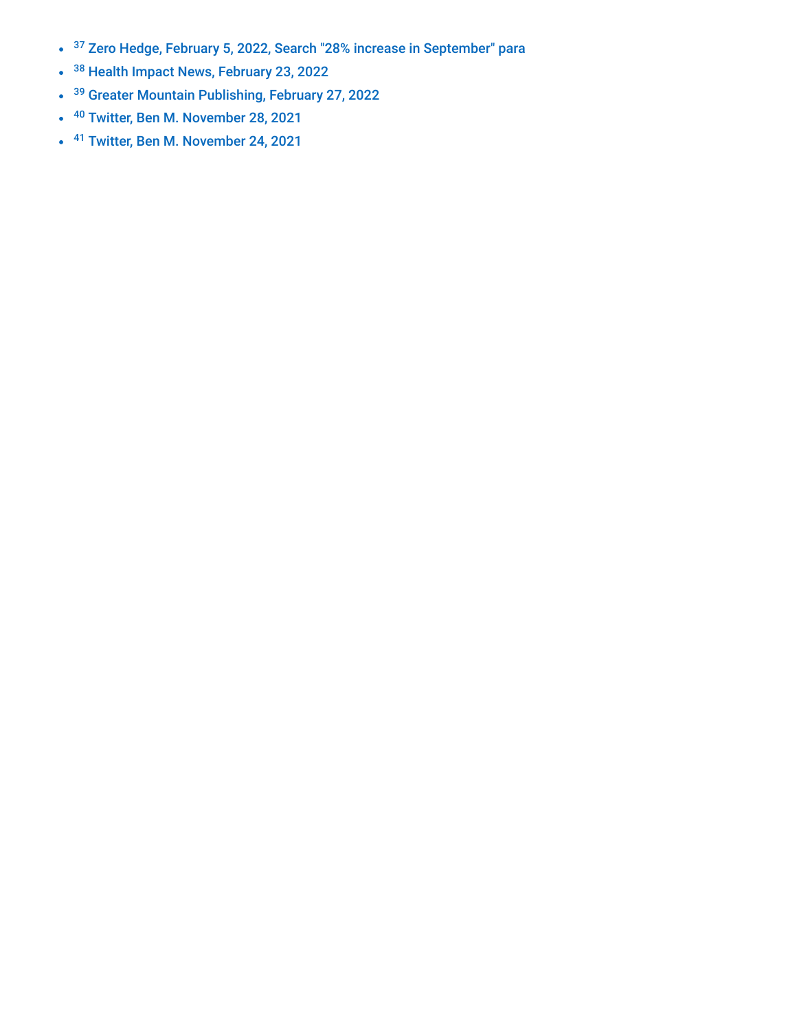- [37] Zero Hedge, February 5, 2022, Search "28% increase in September" para
- [38] Health Impact News, February 23, 2022
- [39] Greater Mountain Publishing, February 27, 2022
- [40] Twitter, Ben M. November 28, 2021
- [41] Twitter, Ben M. November 24, 2021